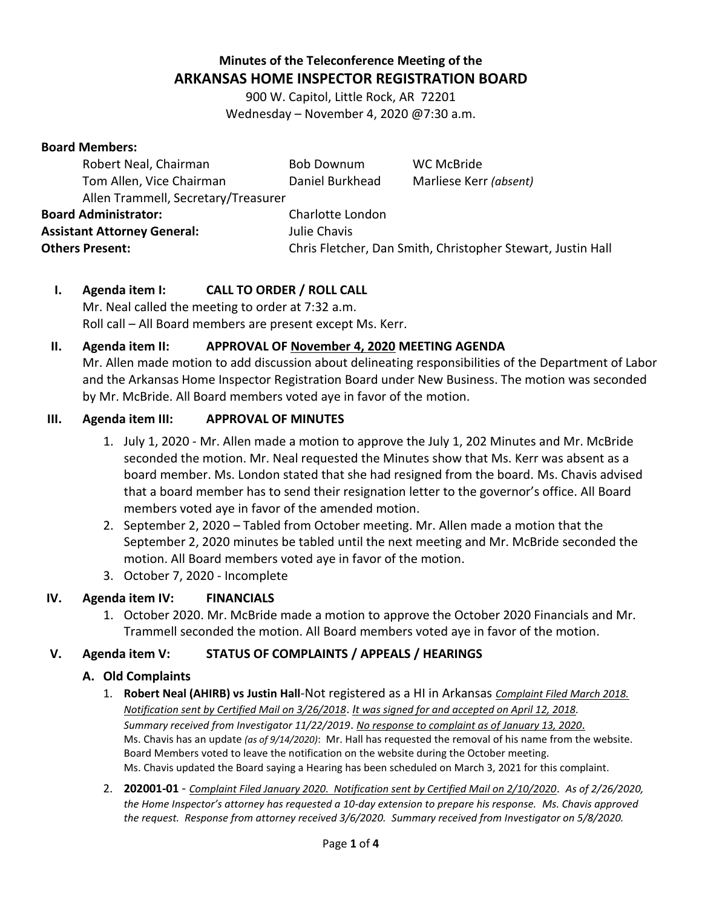# Minutes of the Teleconference Meeting of the
# ARKANSAS HOME INSPECTOR REGISTRATION BOARD

900 W. Capitol, Little Rock, AR 72201
Wednesday – November 4, 2020 @7:30 a.m.

**Board Members:**

| | | |
|---|---|---|
| Robert Neal, Chairman | Bob Downum | WC McBride |
| Tom Allen, Vice Chairman | Daniel Burkhead | Marliese Kerr *(absent)* |
| Allen Trammell, Secretary/Treasurer | | |

**Board Administrator:** Charlotte London
**Assistant Attorney General:** Julie Chavis
**Others Present:** Chris Fletcher, Dan Smith, Christopher Stewart, Justin Hall

**I. Agenda item I: CALL TO ORDER / ROLL CALL**

Mr. Neal called the meeting to order at 7:32 a.m.
Roll call – All Board members are present except Ms. Kerr.

**II. Agenda item II: APPROVAL OF November 4, 2020 MEETING AGENDA**

Mr. Allen made motion to add discussion about delineating responsibilities of the Department of Labor and the Arkansas Home Inspector Registration Board under New Business. The motion was seconded by Mr. McBride. All Board members voted aye in favor of the motion.

**III. Agenda item III: APPROVAL OF MINUTES**

1. July 1, 2020 - Mr. Allen made a motion to approve the July 1, 202 Minutes and Mr. McBride seconded the motion. Mr. Neal requested the Minutes show that Ms. Kerr was absent as a board member. Ms. London stated that she had resigned from the board. Ms. Chavis advised that a board member has to send their resignation letter to the governor's office. All Board members voted aye in favor of the amended motion.
2. September 2, 2020 – Tabled from October meeting. Mr. Allen made a motion that the September 2, 2020 minutes be tabled until the next meeting and Mr. McBride seconded the motion. All Board members voted aye in favor of the motion.
3. October 7, 2020 - Incomplete

**IV. Agenda item IV: FINANCIALS**

1. October 2020. Mr. McBride made a motion to approve the October 2020 Financials and Mr. Trammell seconded the motion. All Board members voted aye in favor of the motion.

**V. Agenda item V: STATUS OF COMPLAINTS / APPEALS / HEARINGS**

**A. Old Complaints**

1. **Robert Neal (AHIRB) vs Justin Hall**-Not registered as a HI in Arkansas *Complaint Filed March 2018. Notification sent by Certified Mail on 3/26/2018. It was signed for and accepted on April 12, 2018. Summary received from Investigator 11/22/2019. No response to complaint as of January 13, 2020.*
   Ms. Chavis has an update *(as of 9/14/2020)*: Mr. Hall has requested the removal of his name from the website. Board Members voted to leave the notification on the website during the October meeting.
   Ms. Chavis updated the Board saying a Hearing has been scheduled on March 3, 2021 for this complaint.
2. **202001-01** - *Complaint Filed January 2020. Notification sent by Certified Mail on 2/10/2020. As of 2/26/2020, the Home Inspector's attorney has requested a 10-day extension to prepare his response. Ms. Chavis approved the request. Response from attorney received 3/6/2020. Summary received from Investigator on 5/8/2020.*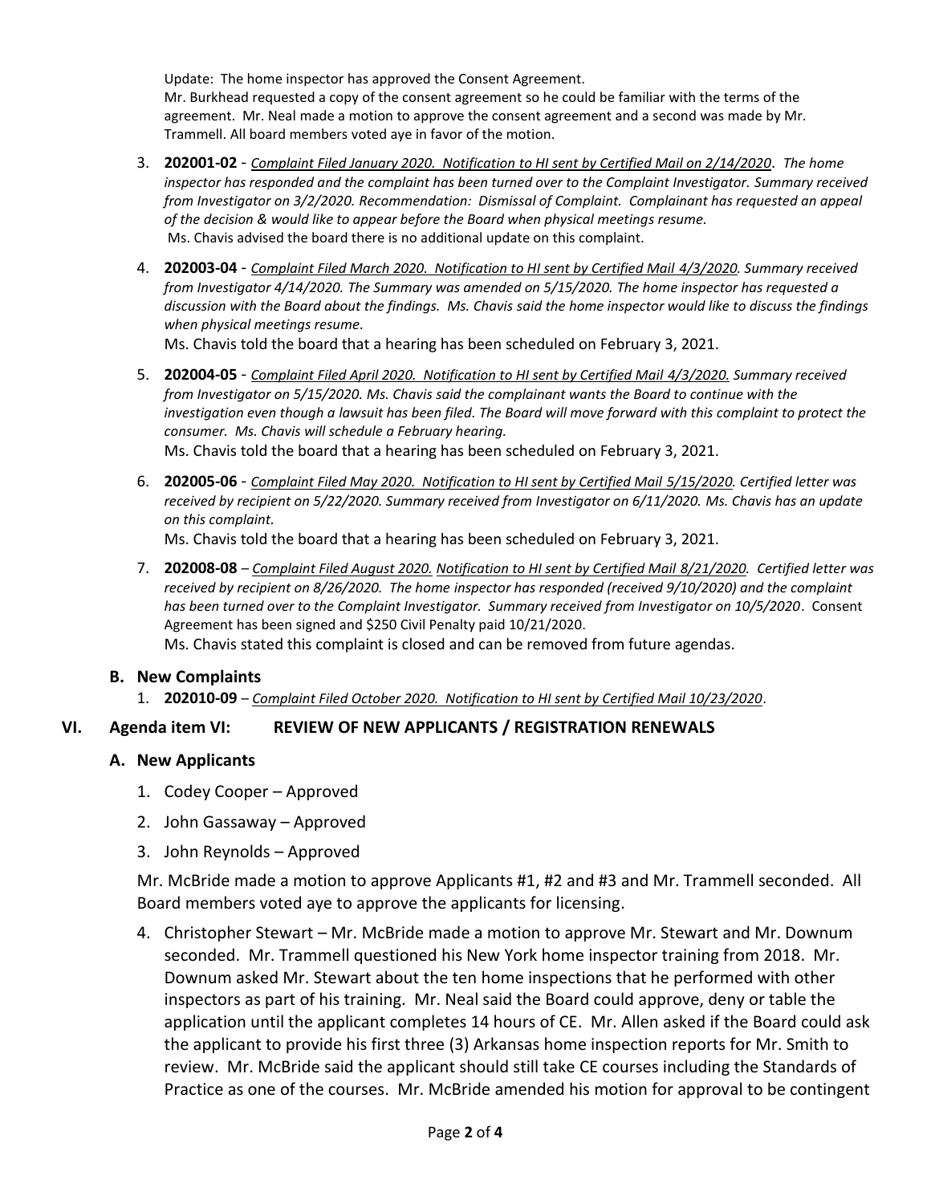Update: The home inspector has approved the Consent Agreement.
Mr. Burkhead requested a copy of the consent agreement so he could be familiar with the terms of the agreement. Mr. Neal made a motion to approve the consent agreement and a second was made by Mr. Trammell. All board members voted aye in favor of the motion.

3. **202001-02** - *Complaint Filed January 2020. Notification to HI sent by Certified Mail on 2/14/2020. The home inspector has responded and the complaint has been turned over to the Complaint Investigator. Summary received from Investigator on 3/2/2020. Recommendation: Dismissal of Complaint. Complainant has requested an appeal of the decision & would like to appear before the Board when physical meetings resume.*
   Ms. Chavis advised the board there is no additional update on this complaint.

4. **202003-04** - *Complaint Filed March 2020. Notification to HI sent by Certified Mail 4/3/2020. Summary received from Investigator 4/14/2020. The Summary was amended on 5/15/2020. The home inspector has requested a discussion with the Board about the findings. Ms. Chavis said the home inspector would like to discuss the findings when physical meetings resume.*
   Ms. Chavis told the board that a hearing has been scheduled on February 3, 2021.

5. **202004-05** - *Complaint Filed April 2020. Notification to HI sent by Certified Mail 4/3/2020. Summary received from Investigator on 5/15/2020. Ms. Chavis said the complainant wants the Board to continue with the investigation even though a lawsuit has been filed. The Board will move forward with this complaint to protect the consumer. Ms. Chavis will schedule a February hearing.*
   Ms. Chavis told the board that a hearing has been scheduled on February 3, 2021.

6. **202005-06** - *Complaint Filed May 2020. Notification to HI sent by Certified Mail 5/15/2020. Certified letter was received by recipient on 5/22/2020. Summary received from Investigator on 6/11/2020. Ms. Chavis has an update on this complaint.*
   Ms. Chavis told the board that a hearing has been scheduled on February 3, 2021.

7. **202008-08** – *Complaint Filed August 2020. Notification to HI sent by Certified Mail 8/21/2020. Certified letter was received by recipient on 8/26/2020. The home inspector has responded (received 9/10/2020) and the complaint has been turned over to the Complaint Investigator. Summary received from Investigator on 10/5/2020*. Consent Agreement has been signed and $250 Civil Penalty paid 10/21/2020.
   Ms. Chavis stated this complaint is closed and can be removed from future agendas.

### B. New Complaints

1. **202010-09** – *Complaint Filed October 2020. Notification to HI sent by Certified Mail 10/23/2020*.

## VI. Agenda item VI: REVIEW OF NEW APPLICANTS / REGISTRATION RENEWALS

### A. New Applicants

1. Codey Cooper – Approved
2. John Gassaway – Approved
3. John Reynolds – Approved

Mr. McBride made a motion to approve Applicants #1, #2 and #3 and Mr. Trammell seconded. All Board members voted aye to approve the applicants for licensing.

4. Christopher Stewart – Mr. McBride made a motion to approve Mr. Stewart and Mr. Downum seconded. Mr. Trammell questioned his New York home inspector training from 2018. Mr. Downum asked Mr. Stewart about the ten home inspections that he performed with other inspectors as part of his training. Mr. Neal said the Board could approve, deny or table the application until the applicant completes 14 hours of CE. Mr. Allen asked if the Board could ask the applicant to provide his first three (3) Arkansas home inspection reports for Mr. Smith to review. Mr. McBride said the applicant should still take CE courses including the Standards of Practice as one of the courses. Mr. McBride amended his motion for approval to be contingent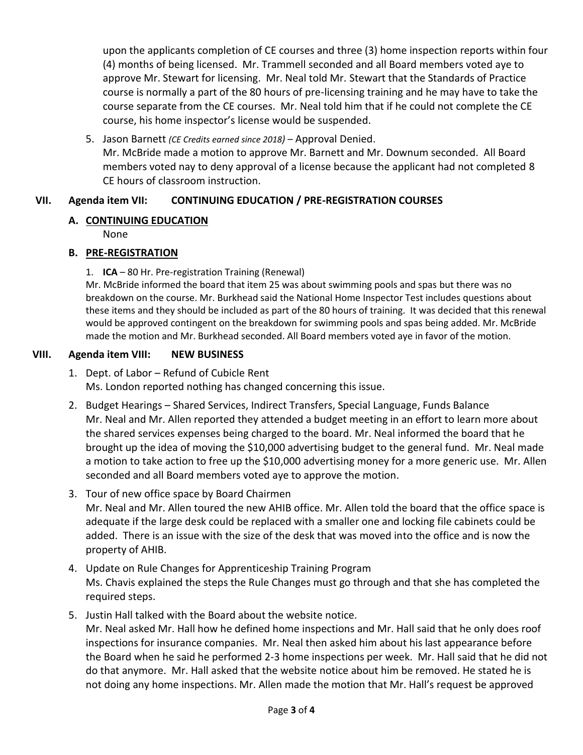upon the applicants completion of CE courses and three (3) home inspection reports within four (4) months of being licensed. Mr. Trammell seconded and all Board members voted aye to approve Mr. Stewart for licensing. Mr. Neal told Mr. Stewart that the Standards of Practice course is normally a part of the 80 hours of pre-licensing training and he may have to take the course separate from the CE courses. Mr. Neal told him that if he could not complete the CE course, his home inspector's license would be suspended.

5. Jason Barnett *(CE Credits earned since 2018)* – Approval Denied.
   Mr. McBride made a motion to approve Mr. Barnett and Mr. Downum seconded. All Board members voted nay to deny approval of a license because the applicant had not completed 8 CE hours of classroom instruction.

## VII. Agenda item VII: CONTINUING EDUCATION / PRE-REGISTRATION COURSES

### A. CONTINUING EDUCATION

None

### B. PRE-REGISTRATION

1. **ICA** – 80 Hr. Pre-registration Training (Renewal)
   Mr. McBride informed the board that item 25 was about swimming pools and spas but there was no breakdown on the course. Mr. Burkhead said the National Home Inspector Test includes questions about these items and they should be included as part of the 80 hours of training. It was decided that this renewal would be approved contingent on the breakdown for swimming pools and spas being added. Mr. McBride made the motion and Mr. Burkhead seconded. All Board members voted aye in favor of the motion.

## VIII. Agenda item VIII: NEW BUSINESS

1. Dept. of Labor – Refund of Cubicle Rent
   Ms. London reported nothing has changed concerning this issue.

2. Budget Hearings – Shared Services, Indirect Transfers, Special Language, Funds Balance
   Mr. Neal and Mr. Allen reported they attended a budget meeting in an effort to learn more about the shared services expenses being charged to the board. Mr. Neal informed the board that he brought up the idea of moving the $10,000 advertising budget to the general fund. Mr. Neal made a motion to take action to free up the $10,000 advertising money for a more generic use. Mr. Allen seconded and all Board members voted aye to approve the motion.

3. Tour of new office space by Board Chairmen
   Mr. Neal and Mr. Allen toured the new AHIB office. Mr. Allen told the board that the office space is adequate if the large desk could be replaced with a smaller one and locking file cabinets could be added. There is an issue with the size of the desk that was moved into the office and is now the property of AHIB.

4. Update on Rule Changes for Apprenticeship Training Program
   Ms. Chavis explained the steps the Rule Changes must go through and that she has completed the required steps.

5. Justin Hall talked with the Board about the website notice.
   Mr. Neal asked Mr. Hall how he defined home inspections and Mr. Hall said that he only does roof inspections for insurance companies. Mr. Neal then asked him about his last appearance before the Board when he said he performed 2-3 home inspections per week. Mr. Hall said that he did not do that anymore. Mr. Hall asked that the website notice about him be removed. He stated he is not doing any home inspections. Mr. Allen made the motion that Mr. Hall's request be approved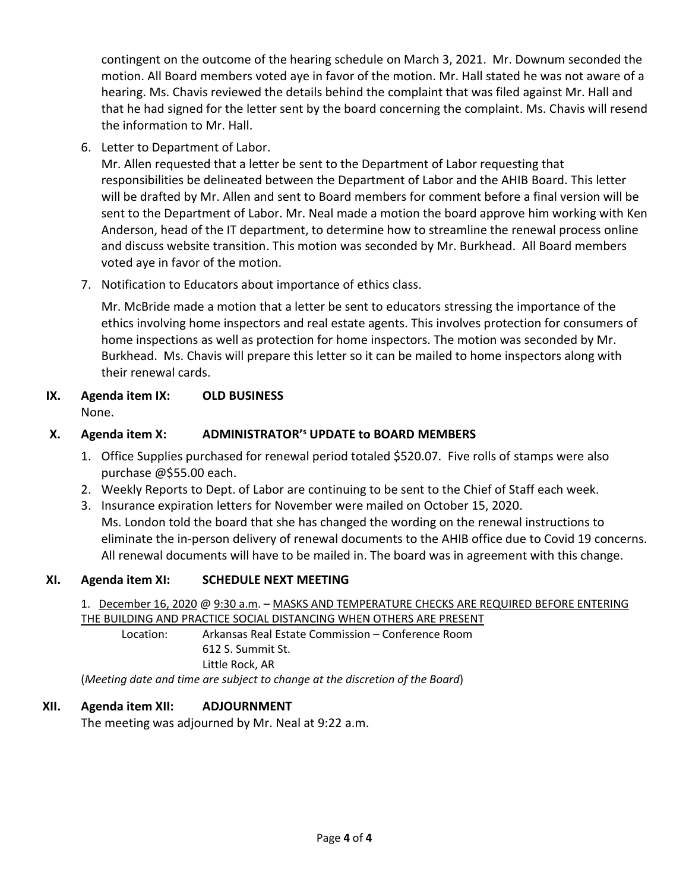contingent on the outcome of the hearing schedule on March 3, 2021. Mr. Downum seconded the motion. All Board members voted aye in favor of the motion. Mr. Hall stated he was not aware of a hearing. Ms. Chavis reviewed the details behind the complaint that was filed against Mr. Hall and that he had signed for the letter sent by the board concerning the complaint. Ms. Chavis will resend the information to Mr. Hall.

6. Letter to Department of Labor.

   Mr. Allen requested that a letter be sent to the Department of Labor requesting that responsibilities be delineated between the Department of Labor and the AHIB Board. This letter will be drafted by Mr. Allen and sent to Board members for comment before a final version will be sent to the Department of Labor. Mr. Neal made a motion the board approve him working with Ken Anderson, head of the IT department, to determine how to streamline the renewal process online and discuss website transition. This motion was seconded by Mr. Burkhead. All Board members voted aye in favor of the motion.

7. Notification to Educators about importance of ethics class.

   Mr. McBride made a motion that a letter be sent to educators stressing the importance of the ethics involving home inspectors and real estate agents. This involves protection for consumers of home inspections as well as protection for home inspectors. The motion was seconded by Mr. Burkhead. Ms. Chavis will prepare this letter so it can be mailed to home inspectors along with their renewal cards.

## IX. Agenda item IX: OLD BUSINESS

None.

## X. Agenda item X: ADMINISTRATOR's UPDATE to BOARD MEMBERS

1. Office Supplies purchased for renewal period totaled $520.07. Five rolls of stamps were also purchase @$55.00 each.
2. Weekly Reports to Dept. of Labor are continuing to be sent to the Chief of Staff each week.
3. Insurance expiration letters for November were mailed on October 15, 2020.
   Ms. London told the board that she has changed the wording on the renewal instructions to eliminate the in-person delivery of renewal documents to the AHIB office due to Covid 19 concerns. All renewal documents will have to be mailed in. The board was in agreement with this change.

## XI. Agenda item XI: SCHEDULE NEXT MEETING

1. December 16, 2020 @ 9:30 a.m. – MASKS AND TEMPERATURE CHECKS ARE REQUIRED BEFORE ENTERING THE BUILDING AND PRACTICE SOCIAL DISTANCING WHEN OTHERS ARE PRESENT

   Location: Arkansas Real Estate Commission – Conference Room
   612 S. Summit St.
   Little Rock, AR

(*Meeting date and time are subject to change at the discretion of the Board*)

## XII. Agenda item XII: ADJOURNMENT

The meeting was adjourned by Mr. Neal at 9:22 a.m.